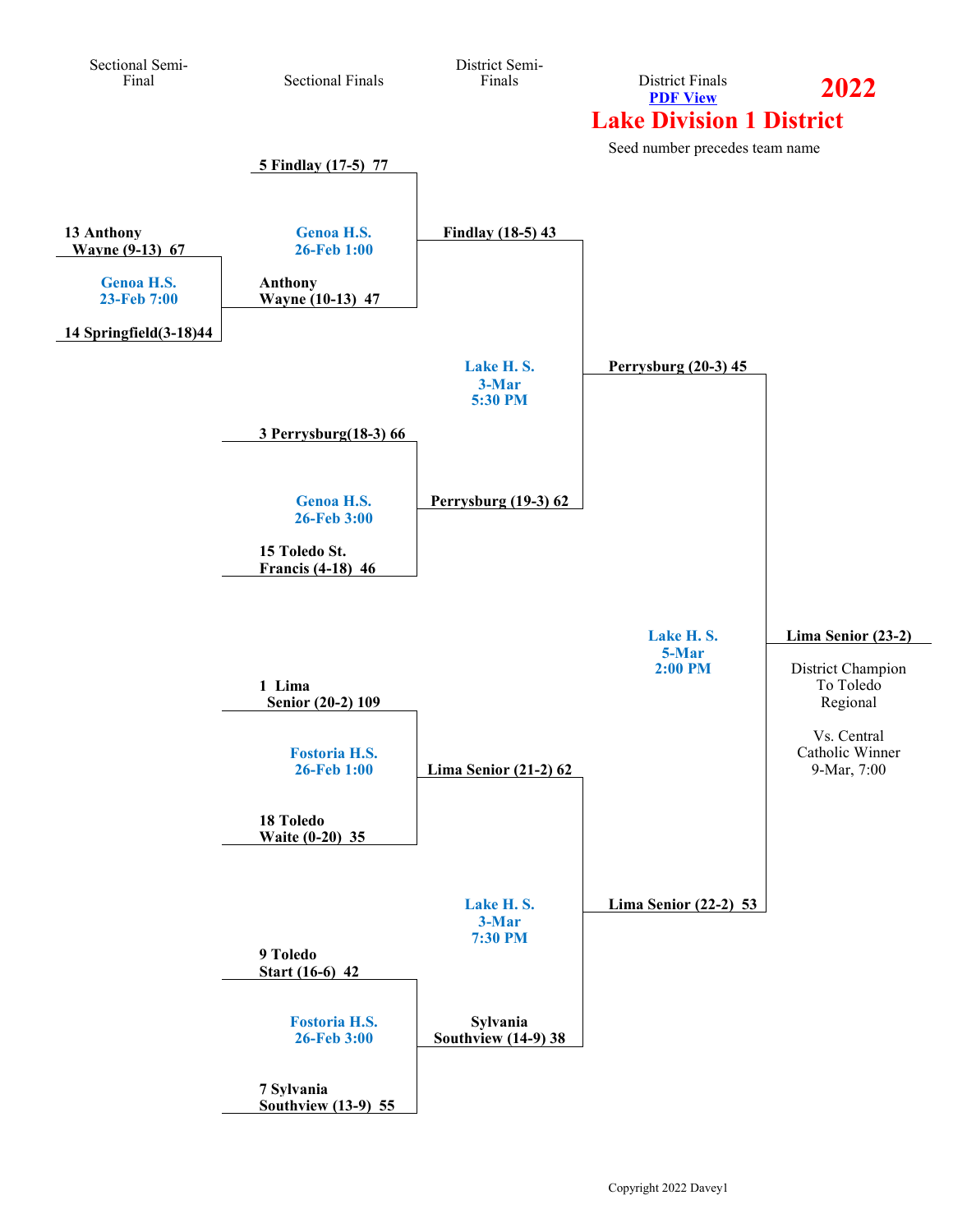# 2022

## Lake Division 1 District

District Finals **PDF View**

Seed number precedes team name

### Sectional Semi-Final

- **13 Anthony Wayne (9-13) 67**
- Genoa H.S. 23-Feb 7:00
- **14 Springfield(3-18)44**

### Sectional Finals

- **5 Findlay (17-5) 77**
- Genoa H.S. 26-Feb 1:00
- **Anthony Wayne (10-13) 47**

- **3 Perrysburg(18-3) 66**
- Genoa H.S. 26-Feb 3:00
- **15 Toledo St. Francis (4-18) 46**

- **1 Lima Senior (20-2) 109**
- Fostoria H.S. 26-Feb 1:00
- **18 Toledo Waite (0-20) 35**

- **9 Toledo Start (16-6) 42**
- Fostoria H.S. 26-Feb 3:00
- **7 Sylvania Southview (13-9) 55**

### District Semi-Finals

- **Findlay (18-5) 43**
- Lake H. S. 3-Mar 5:30 PM
- **Perrysburg (19-3) 62**

- **Lima Senior (21-2) 62**
- Lake H. S. 3-Mar 7:30 PM
- **Sylvania Southview (14-9) 38**

### District Finals

- **Perrysburg (20-3) 45**
- Lake H. S. 5-Mar 2:00 PM
- **Lima Senior (22-2) 53**

### District Champion

**Lima Senior (23-2)**

District Champion To Toledo Regional

Vs. Central Catholic Winner 9-Mar, 7:00

Copyright 2022 Davey1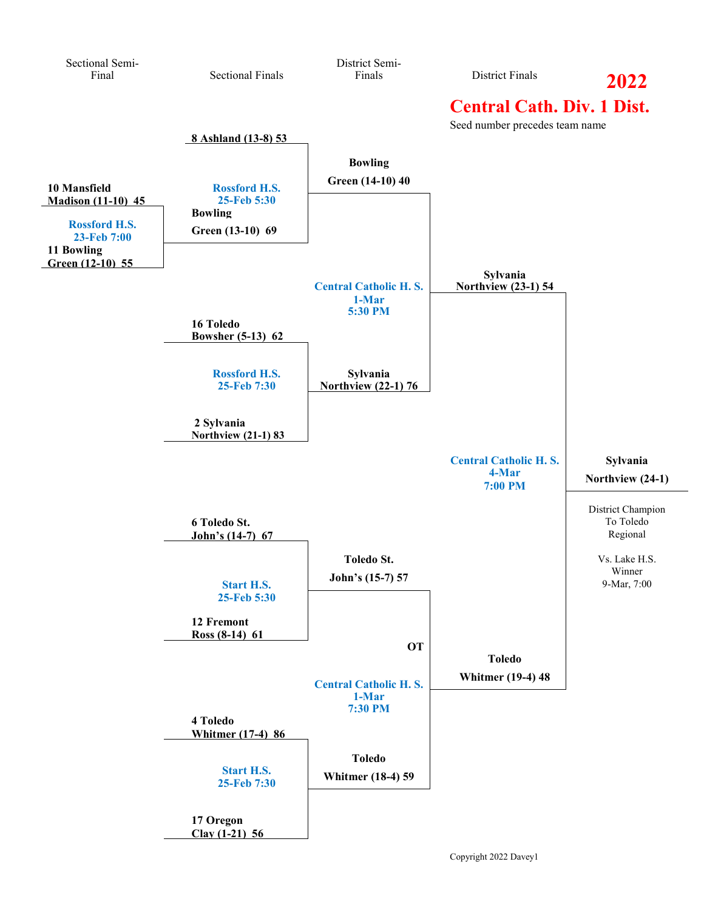# 2022

## Central Cath. Div. 1 Dist.

Seed number precedes team name

Sectional Semi-Final

Sectional Finals

District Semi-Finals

District Finals

10 Mansfield Madison (11-10) 45

Rossford H.S.
23-Feb 7:00

11 Bowling Green (12-10) 55

8 Ashland (13-8) 53

Rossford H.S.
25-Feb 5:30

Bowling Green (13-10) 69

Bowling Green (14-10) 40

16 Toledo Bowsher (5-13) 62

Rossford H.S.
25-Feb 7:30

2 Sylvania Northview (21-1) 83

Central Catholic H. S.
1-Mar
5:30 PM

Sylvania Northview (22-1) 76

Sylvania Northview (23-1) 54

Central Catholic H. S.
4-Mar
7:00 PM

Sylvania Northview (24-1)

District Champion
To Toledo Regional

Vs. Lake H.S. Winner
9-Mar, 7:00

6 Toledo St. John's (14-7) 67

Start H.S.
25-Feb 5:30

12 Fremont Ross (8-14) 61

Toledo St. John's (15-7) 57

OT

Central Catholic H. S.
1-Mar
7:30 PM

Toledo Whitmer (19-4) 48

4 Toledo Whitmer (17-4) 86

Start H.S.
25-Feb 7:30

17 Oregon Clay (1-21) 56

Toledo Whitmer (18-4) 59

Copyright 2022 Davey1